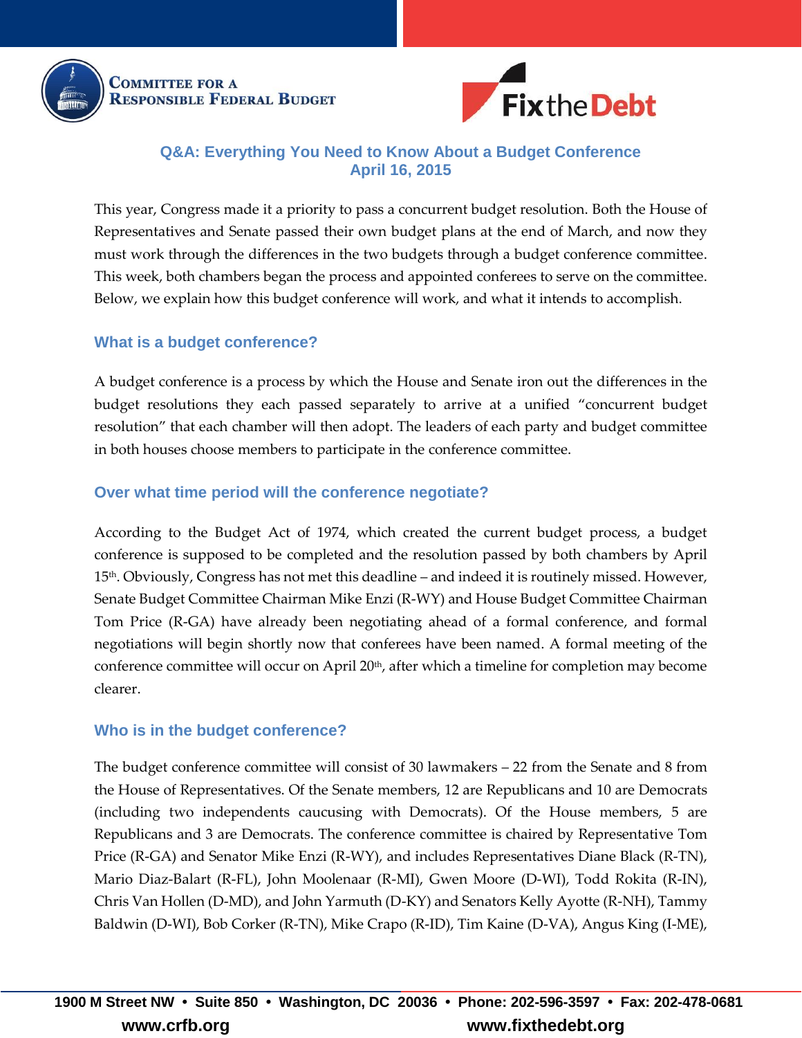# Q&A: Everything You Need to Know About a Budget Conference
**April 16, 2015**

This year, Congress made it a priority to pass a concurrent budget resolution. Both the House of Representatives and Senate passed their own budget plans at the end of March, and now they must work through the differences in the two budgets through a budget conference committee. This week, both chambers began the process and appointed conferees to serve on the committee. Below, we explain how this budget conference will work, and what it intends to accomplish.

## What is a budget conference?

A budget conference is a process by which the House and Senate iron out the differences in the budget resolutions they each passed separately to arrive at a unified "concurrent budget resolution" that each chamber will then adopt. The leaders of each party and budget committee in both houses choose members to participate in the conference committee.

## Over what time period will the conference negotiate?

According to the Budget Act of 1974, which created the current budget process, a budget conference is supposed to be completed and the resolution passed by both chambers by April 15th. Obviously, Congress has not met this deadline – and indeed it is routinely missed. However, Senate Budget Committee Chairman Mike Enzi (R-WY) and House Budget Committee Chairman Tom Price (R-GA) have already been negotiating ahead of a formal conference, and formal negotiations will begin shortly now that conferees have been named. A formal meeting of the conference committee will occur on April 20th, after which a timeline for completion may become clearer.

## Who is in the budget conference?

The budget conference committee will consist of 30 lawmakers – 22 from the Senate and 8 from the House of Representatives. Of the Senate members, 12 are Republicans and 10 are Democrats (including two independents caucusing with Democrats). Of the House members, 5 are Republicans and 3 are Democrats. The conference committee is chaired by Representative Tom Price (R-GA) and Senator Mike Enzi (R-WY), and includes Representatives Diane Black (R-TN), Mario Diaz-Balart (R-FL), John Moolenaar (R-MI), Gwen Moore (D-WI), Todd Rokita (R-IN), Chris Van Hollen (D-MD), and John Yarmuth (D-KY) and Senators Kelly Ayotte (R-NH), Tammy Baldwin (D-WI), Bob Corker (R-TN), Mike Crapo (R-ID), Tim Kaine (D-VA), Angus King (I-ME),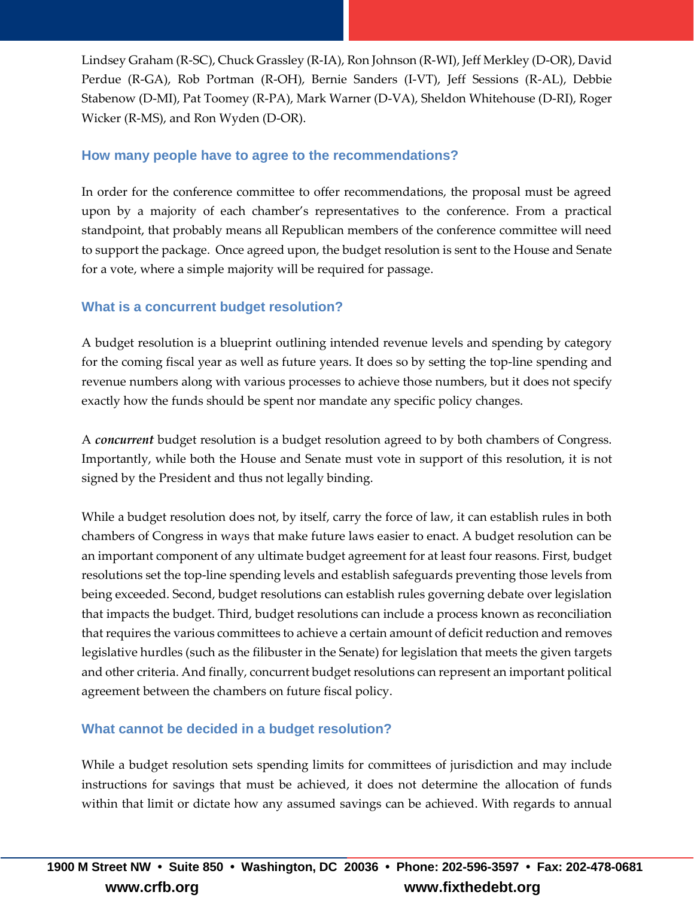Lindsey Graham (R-SC), Chuck Grassley (R-IA), Ron Johnson (R-WI), Jeff Merkley (D-OR), David Perdue (R-GA), Rob Portman (R-OH), Bernie Sanders (I-VT), Jeff Sessions (R-AL), Debbie Stabenow (D-MI), Pat Toomey (R-PA), Mark Warner (D-VA), Sheldon Whitehouse (D-RI), Roger Wicker (R-MS), and Ron Wyden (D-OR).

### How many people have to agree to the recommendations?

In order for the conference committee to offer recommendations, the proposal must be agreed upon by a majority of each chamber's representatives to the conference. From a practical standpoint, that probably means all Republican members of the conference committee will need to support the package. Once agreed upon, the budget resolution is sent to the House and Senate for a vote, where a simple majority will be required for passage.

### What is a concurrent budget resolution?

A budget resolution is a blueprint outlining intended revenue levels and spending by category for the coming fiscal year as well as future years. It does so by setting the top-line spending and revenue numbers along with various processes to achieve those numbers, but it does not specify exactly how the funds should be spent nor mandate any specific policy changes.

A ***concurrent*** budget resolution is a budget resolution agreed to by both chambers of Congress. Importantly, while both the House and Senate must vote in support of this resolution, it is not signed by the President and thus not legally binding.

While a budget resolution does not, by itself, carry the force of law, it can establish rules in both chambers of Congress in ways that make future laws easier to enact. A budget resolution can be an important component of any ultimate budget agreement for at least four reasons. First, budget resolutions set the top-line spending levels and establish safeguards preventing those levels from being exceeded. Second, budget resolutions can establish rules governing debate over legislation that impacts the budget. Third, budget resolutions can include a process known as reconciliation that requires the various committees to achieve a certain amount of deficit reduction and removes legislative hurdles (such as the filibuster in the Senate) for legislation that meets the given targets and other criteria. And finally, concurrent budget resolutions can represent an important political agreement between the chambers on future fiscal policy.

### What cannot be decided in a budget resolution?

While a budget resolution sets spending limits for committees of jurisdiction and may include instructions for savings that must be achieved, it does not determine the allocation of funds within that limit or dictate how any assumed savings can be achieved. With regards to annual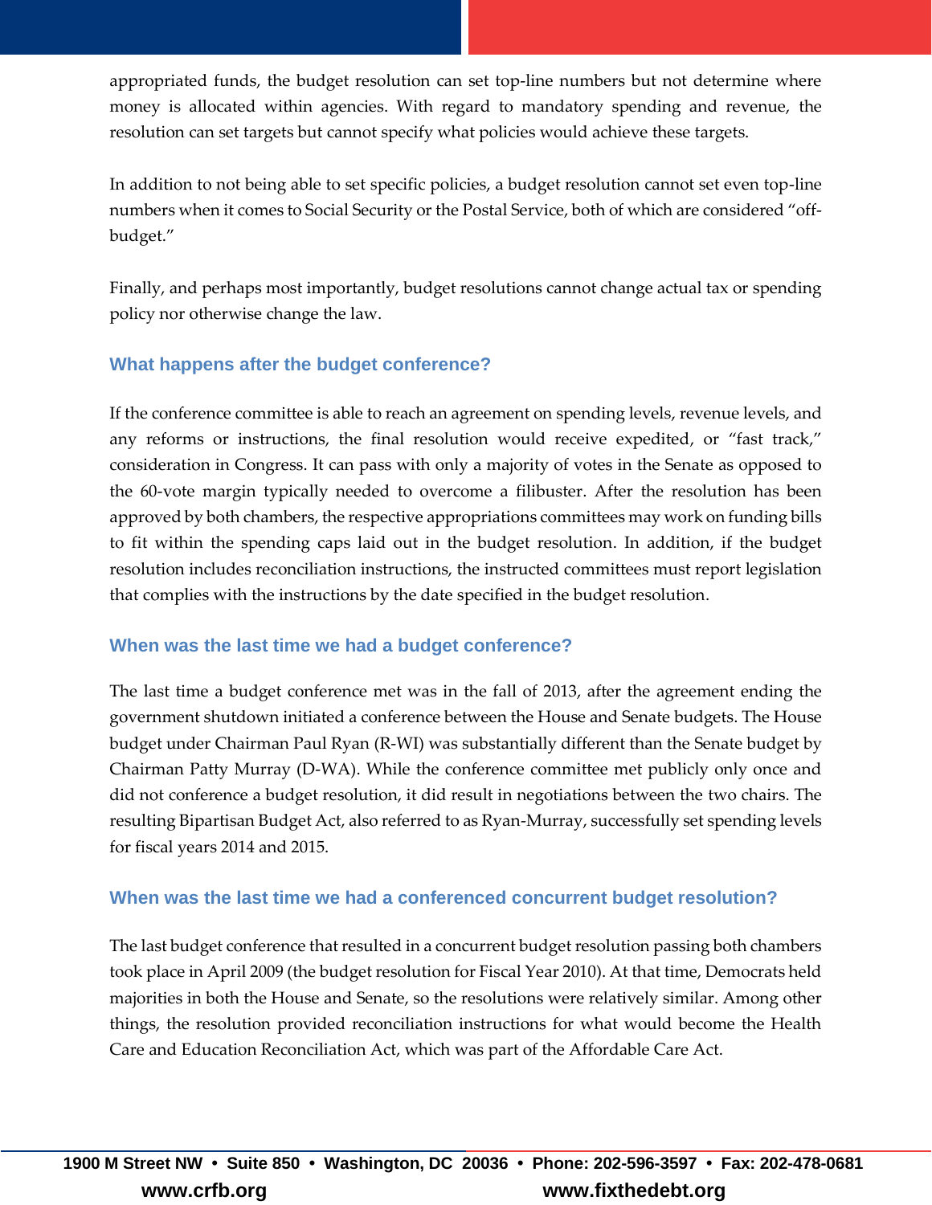appropriated funds, the budget resolution can set top-line numbers but not determine where money is allocated within agencies. With regard to mandatory spending and revenue, the resolution can set targets but cannot specify what policies would achieve these targets.

In addition to not being able to set specific policies, a budget resolution cannot set even top-line numbers when it comes to Social Security or the Postal Service, both of which are considered "off-budget."

Finally, and perhaps most importantly, budget resolutions cannot change actual tax or spending policy nor otherwise change the law.

### What happens after the budget conference?

If the conference committee is able to reach an agreement on spending levels, revenue levels, and any reforms or instructions, the final resolution would receive expedited, or "fast track," consideration in Congress. It can pass with only a majority of votes in the Senate as opposed to the 60-vote margin typically needed to overcome a filibuster. After the resolution has been approved by both chambers, the respective appropriations committees may work on funding bills to fit within the spending caps laid out in the budget resolution. In addition, if the budget resolution includes reconciliation instructions, the instructed committees must report legislation that complies with the instructions by the date specified in the budget resolution.

### When was the last time we had a budget conference?

The last time a budget conference met was in the fall of 2013, after the agreement ending the government shutdown initiated a conference between the House and Senate budgets. The House budget under Chairman Paul Ryan (R-WI) was substantially different than the Senate budget by Chairman Patty Murray (D-WA). While the conference committee met publicly only once and did not conference a budget resolution, it did result in negotiations between the two chairs. The resulting Bipartisan Budget Act, also referred to as Ryan-Murray, successfully set spending levels for fiscal years 2014 and 2015.

### When was the last time we had a conferenced concurrent budget resolution?

The last budget conference that resulted in a concurrent budget resolution passing both chambers took place in April 2009 (the budget resolution for Fiscal Year 2010). At that time, Democrats held majorities in both the House and Senate, so the resolutions were relatively similar. Among other things, the resolution provided reconciliation instructions for what would become the Health Care and Education Reconciliation Act, which was part of the Affordable Care Act.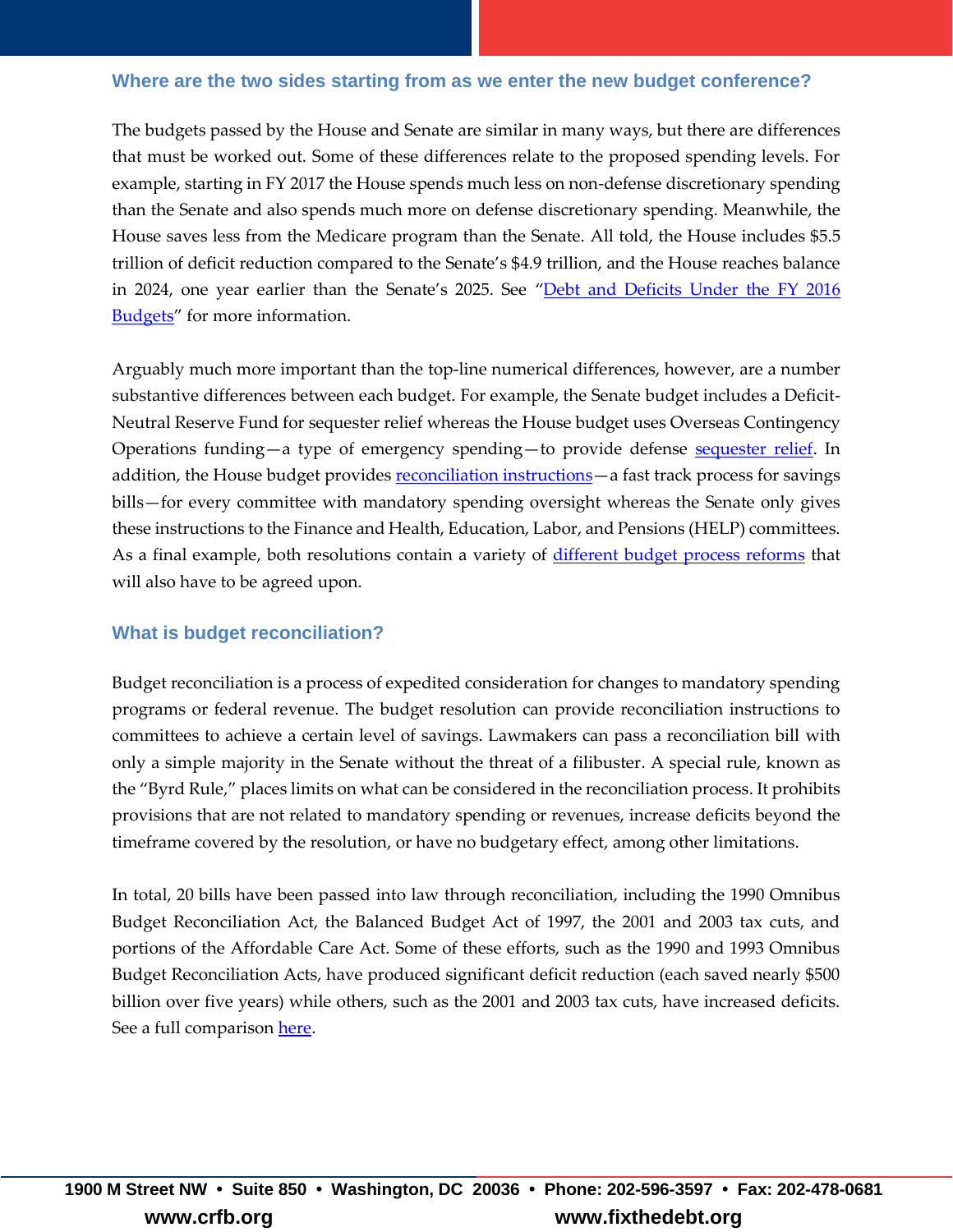### Where are the two sides starting from as we enter the new budget conference?

The budgets passed by the House and Senate are similar in many ways, but there are differences that must be worked out. Some of these differences relate to the proposed spending levels. For example, starting in FY 2017 the House spends much less on non-defense discretionary spending than the Senate and also spends much more on defense discretionary spending. Meanwhile, the House saves less from the Medicare program than the Senate. All told, the House includes $5.5 trillion of deficit reduction compared to the Senate's $4.9 trillion, and the House reaches balance in 2024, one year earlier than the Senate's 2025. See "Debt and Deficits Under the FY 2016 Budgets" for more information.

Arguably much more important than the top-line numerical differences, however, are a number substantive differences between each budget. For example, the Senate budget includes a Deficit-Neutral Reserve Fund for sequester relief whereas the House budget uses Overseas Contingency Operations funding—a type of emergency spending—to provide defense sequester relief. In addition, the House budget provides reconciliation instructions—a fast track process for savings bills—for every committee with mandatory spending oversight whereas the Senate only gives these instructions to the Finance and Health, Education, Labor, and Pensions (HELP) committees. As a final example, both resolutions contain a variety of different budget process reforms that will also have to be agreed upon.

### What is budget reconciliation?

Budget reconciliation is a process of expedited consideration for changes to mandatory spending programs or federal revenue. The budget resolution can provide reconciliation instructions to committees to achieve a certain level of savings. Lawmakers can pass a reconciliation bill with only a simple majority in the Senate without the threat of a filibuster. A special rule, known as the "Byrd Rule," places limits on what can be considered in the reconciliation process. It prohibits provisions that are not related to mandatory spending or revenues, increase deficits beyond the timeframe covered by the resolution, or have no budgetary effect, among other limitations.

In total, 20 bills have been passed into law through reconciliation, including the 1990 Omnibus Budget Reconciliation Act, the Balanced Budget Act of 1997, the 2001 and 2003 tax cuts, and portions of the Affordable Care Act. Some of these efforts, such as the 1990 and 1993 Omnibus Budget Reconciliation Acts, have produced significant deficit reduction (each saved nearly $500 billion over five years) while others, such as the 2001 and 2003 tax cuts, have increased deficits. See a full comparison here.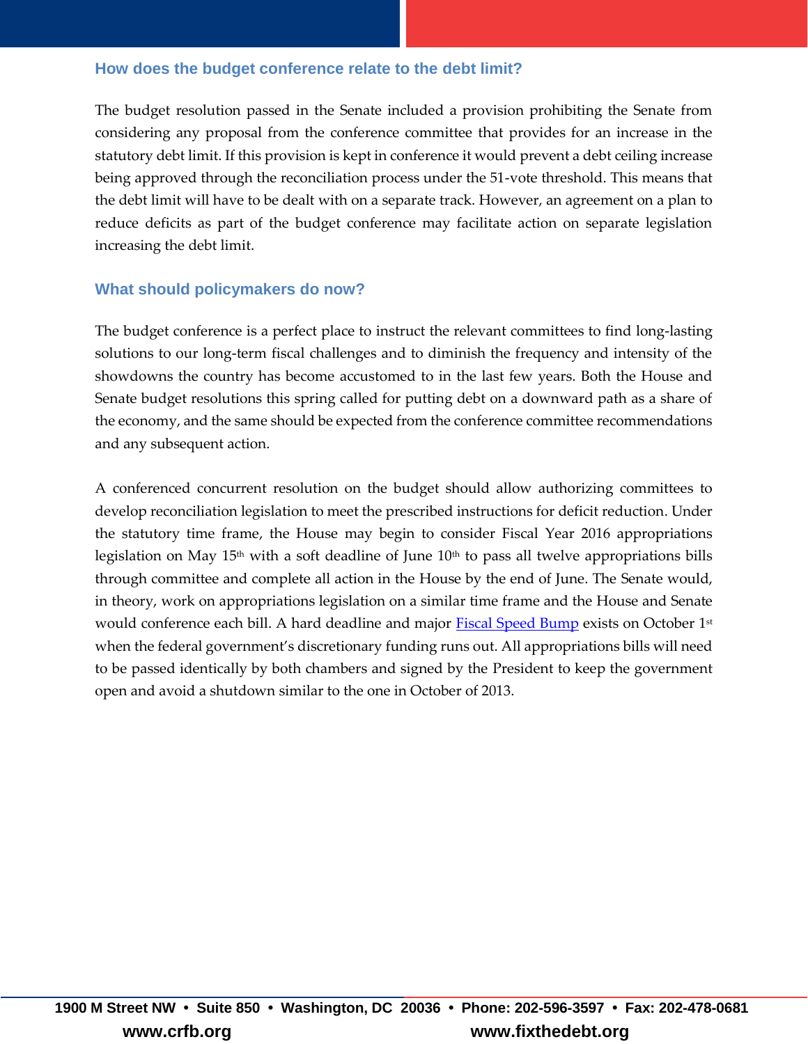## How does the budget conference relate to the debt limit?

The budget resolution passed in the Senate included a provision prohibiting the Senate from considering any proposal from the conference committee that provides for an increase in the statutory debt limit. If this provision is kept in conference it would prevent a debt ceiling increase being approved through the reconciliation process under the 51-vote threshold. This means that the debt limit will have to be dealt with on a separate track. However, an agreement on a plan to reduce deficits as part of the budget conference may facilitate action on separate legislation increasing the debt limit.

## What should policymakers do now?

The budget conference is a perfect place to instruct the relevant committees to find long-lasting solutions to our long-term fiscal challenges and to diminish the frequency and intensity of the showdowns the country has become accustomed to in the last few years. Both the House and Senate budget resolutions this spring called for putting debt on a downward path as a share of the economy, and the same should be expected from the conference committee recommendations and any subsequent action.

A conferenced concurrent resolution on the budget should allow authorizing committees to develop reconciliation legislation to meet the prescribed instructions for deficit reduction. Under the statutory time frame, the House may begin to consider Fiscal Year 2016 appropriations legislation on May 15th with a soft deadline of June 10th to pass all twelve appropriations bills through committee and complete all action in the House by the end of June. The Senate would, in theory, work on appropriations legislation on a similar time frame and the House and Senate would conference each bill. A hard deadline and major Fiscal Speed Bump exists on October 1st when the federal government's discretionary funding runs out. All appropriations bills will need to be passed identically by both chambers and signed by the President to keep the government open and avoid a shutdown similar to the one in October of 2013.